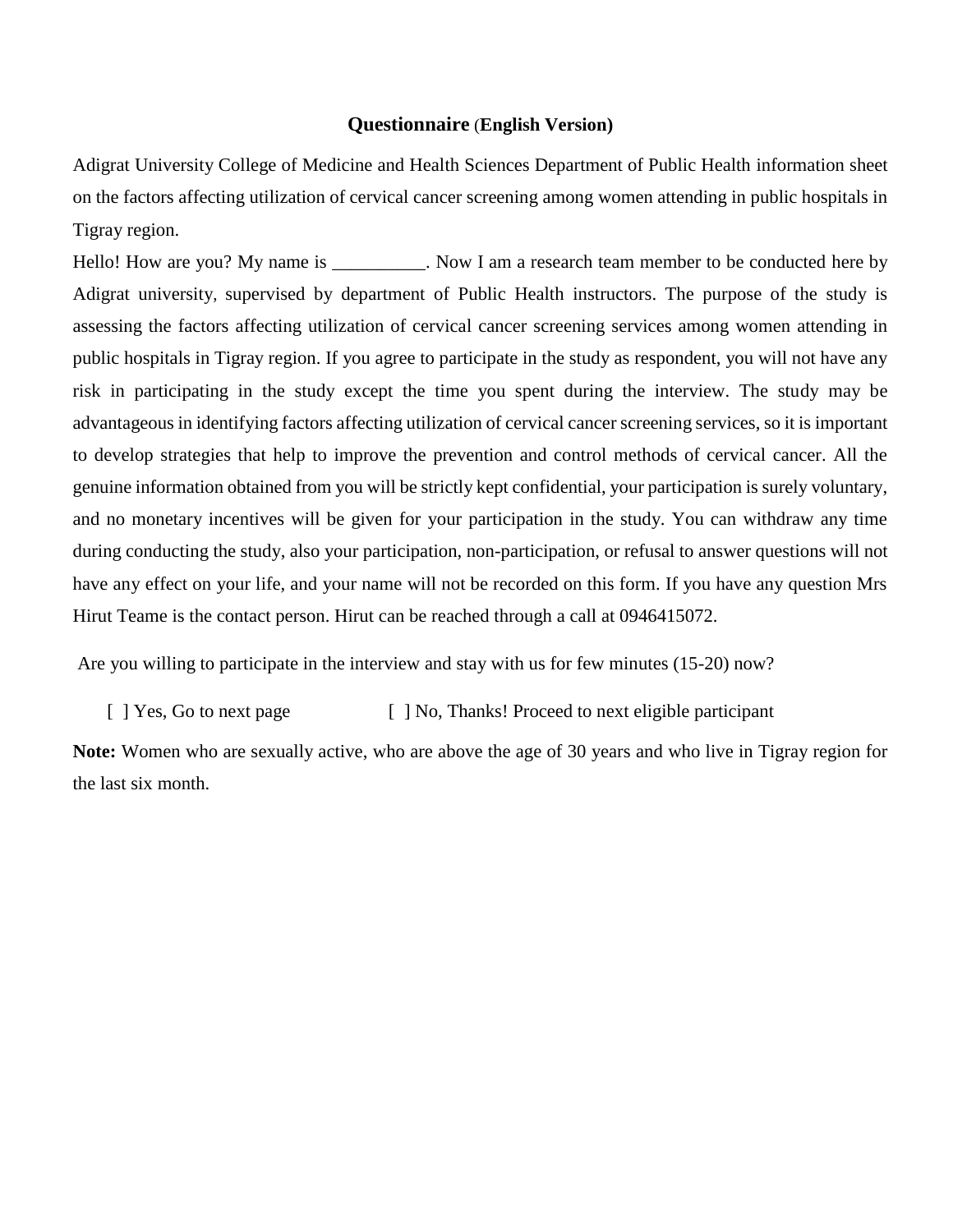## **Questionnaire** (**English Version)**

Adigrat University College of Medicine and Health Sciences Department of Public Health information sheet on the factors affecting utilization of cervical cancer screening among women attending in public hospitals in Tigray region.

Hello! How are you? My name is __________. Now I am a research team member to be conducted here by Adigrat university, supervised by department of Public Health instructors. The purpose of the study is assessing the factors affecting utilization of cervical cancer screening services among women attending in public hospitals in Tigray region. If you agree to participate in the study as respondent, you will not have any risk in participating in the study except the time you spent during the interview. The study may be advantageous in identifying factors affecting utilization of cervical cancer screening services, so it is important to develop strategies that help to improve the prevention and control methods of cervical cancer. All the genuine information obtained from you will be strictly kept confidential, your participation is surely voluntary, and no monetary incentives will be given for your participation in the study. You can withdraw any time during conducting the study, also your participation, non-participation, or refusal to answer questions will not have any effect on your life, and your name will not be recorded on this form. If you have any question Mrs Hirut Teame is the contact person. Hirut can be reached through a call at 0946415072.

Are you willing to participate in the interview and stay with us for few minutes (15-20) now?

[ ] Yes, Go to next page [ ] No, Thanks! Proceed to next eligible participant

**Note:** Women who are sexually active, who are above the age of 30 years and who live in Tigray region for the last six month.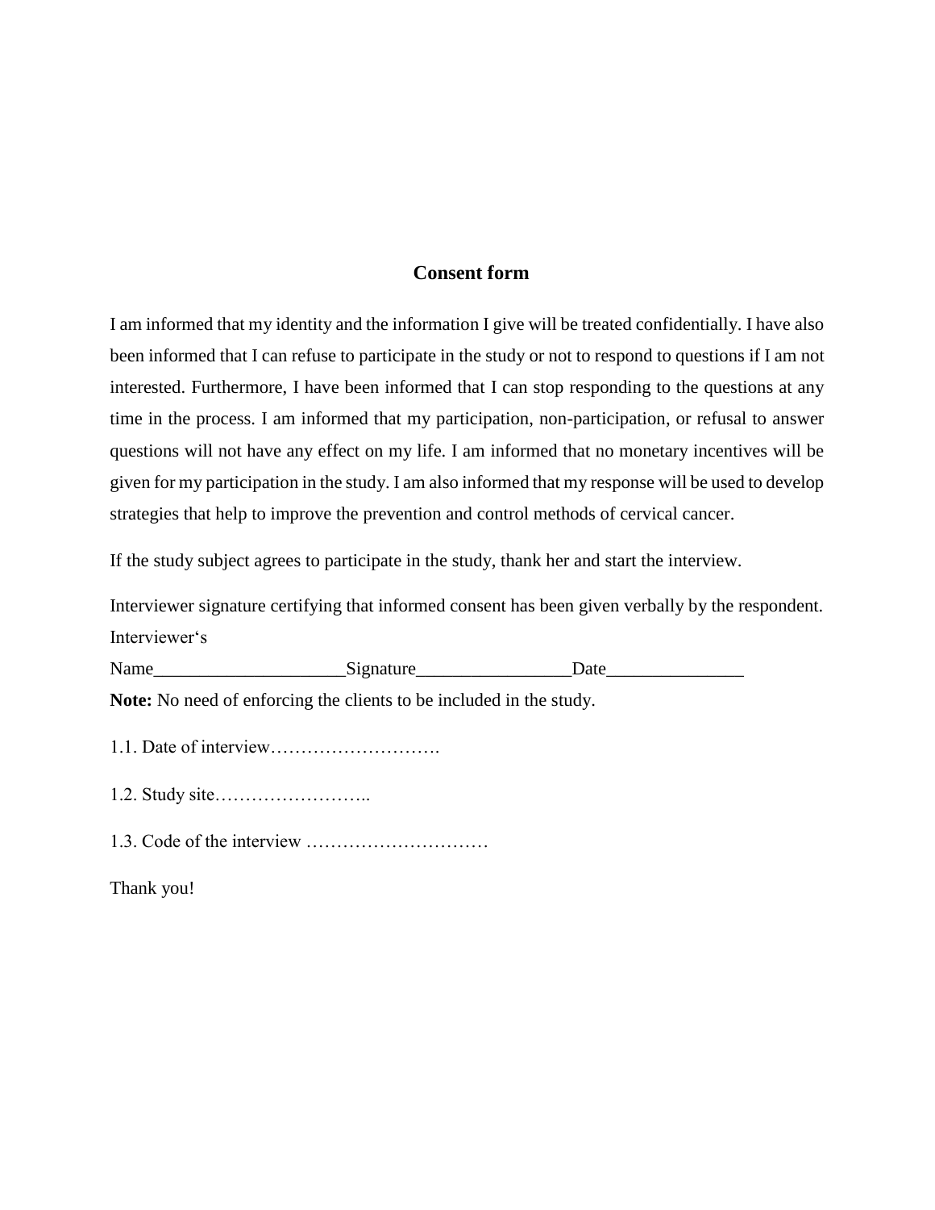## Consent form

I am informed that my identity and the information I give will be treated confidentially. I have also been informed that I can refuse to participate in the study or not to respond to questions if I am not interested. Furthermore, I have been informed that I can stop responding to the questions at any time in the process. I am informed that my participation, non-participation, or refusal to answer questions will not have any effect on my life. I am informed that no monetary incentives will be given for my participation in the study. I am also informed that my response will be used to develop strategies that help to improve the prevention and control methods of cervical cancer.

If the study subject agrees to participate in the study, thank her and start the interview.

Interviewer signature certifying that informed consent has been given verbally by the respondent. Interviewer‘s

Name_____________________Signature_________________Date_______________

**Note:** No need of enforcing the clients to be included in the study.

1.1. Date of interview……………………….

1.2. Study site……………………..

1.3. Code of the interview …………………………

Thank you!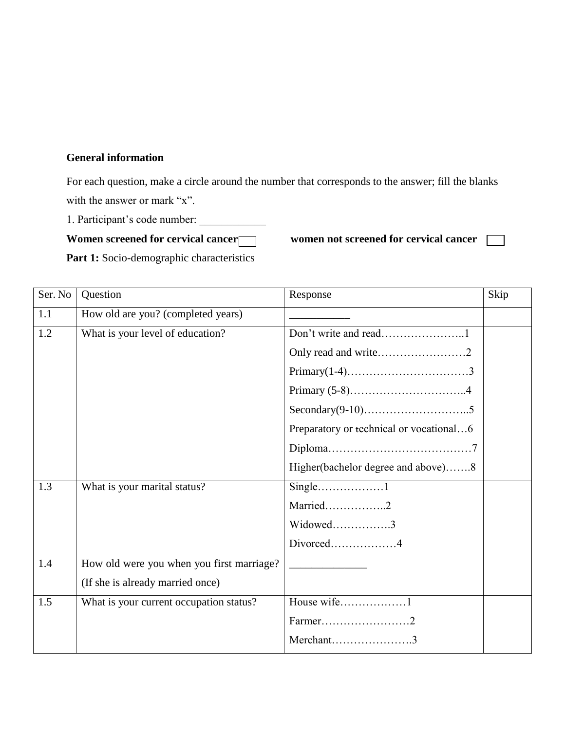**General information**

For each question, make a circle around the number that corresponds to the answer; fill the blanks with the answer or mark "x".

1. Participant's code number: ____________

**Women screened for cervical cancer** ☐ **women not screened for cervical cancer** ☐

**Part 1:** Socio-demographic characteristics

| Ser. No | Question | Response | Skip |
|---|---|---|---|
| 1.1 | How old are you? (completed years) | __________ | |
| 1.2 | What is your level of education? | Don't write and read…………………..1<br>Only read and write……………………2<br>Primary(1-4)……………………………3<br>Primary (5-8)…………………………..4<br>Secondary(9-10)………………………..5<br>Preparatory or technical or vocational…6<br>Diploma…………………………………7<br>Higher(bachelor degree and above)…….8 | |
| 1.3 | What is your marital status? | Single………………1<br>Married……………..2<br>Widowed…………….3<br>Divorced………………4 | |
| 1.4 | How old were you when you first marriage? (If she is already married once) | _____________ | |
| 1.5 | What is your current occupation status? | House wife………………1<br>Farmer……………………2<br>Merchant………………….3 | |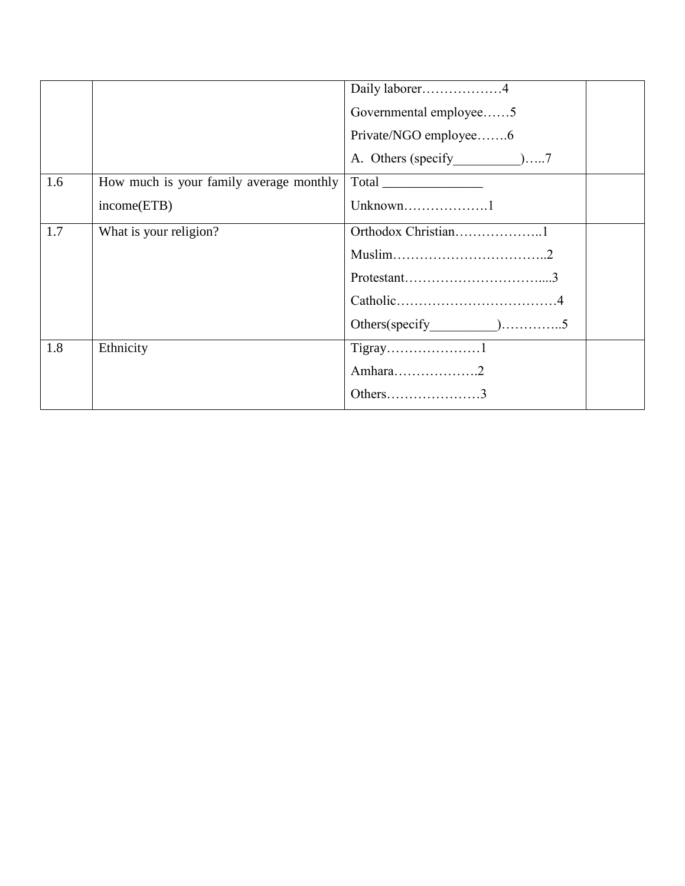|  |  |  |  |
|---|---|---|---|
|  |  | Daily laborer………………4<br>Governmental employee……5<br>Private/NGO employee…….6<br>A. Others (specify__________)…..7 |  |
| 1.6 | How much is your family average monthly income(ETB) | Total _______________<br>Unknown……………….1 |  |
| 1.7 | What is your religion? | Orthodox Christian………………..1<br>Muslim……………………………..2<br>Protestant…………………………....3<br>Catholic………………………………4<br>Others(specify__________)…………..5 |  |
| 1.8 | Ethnicity | Tigray…………………1<br>Amhara……………….2<br>Others…………………3 |  |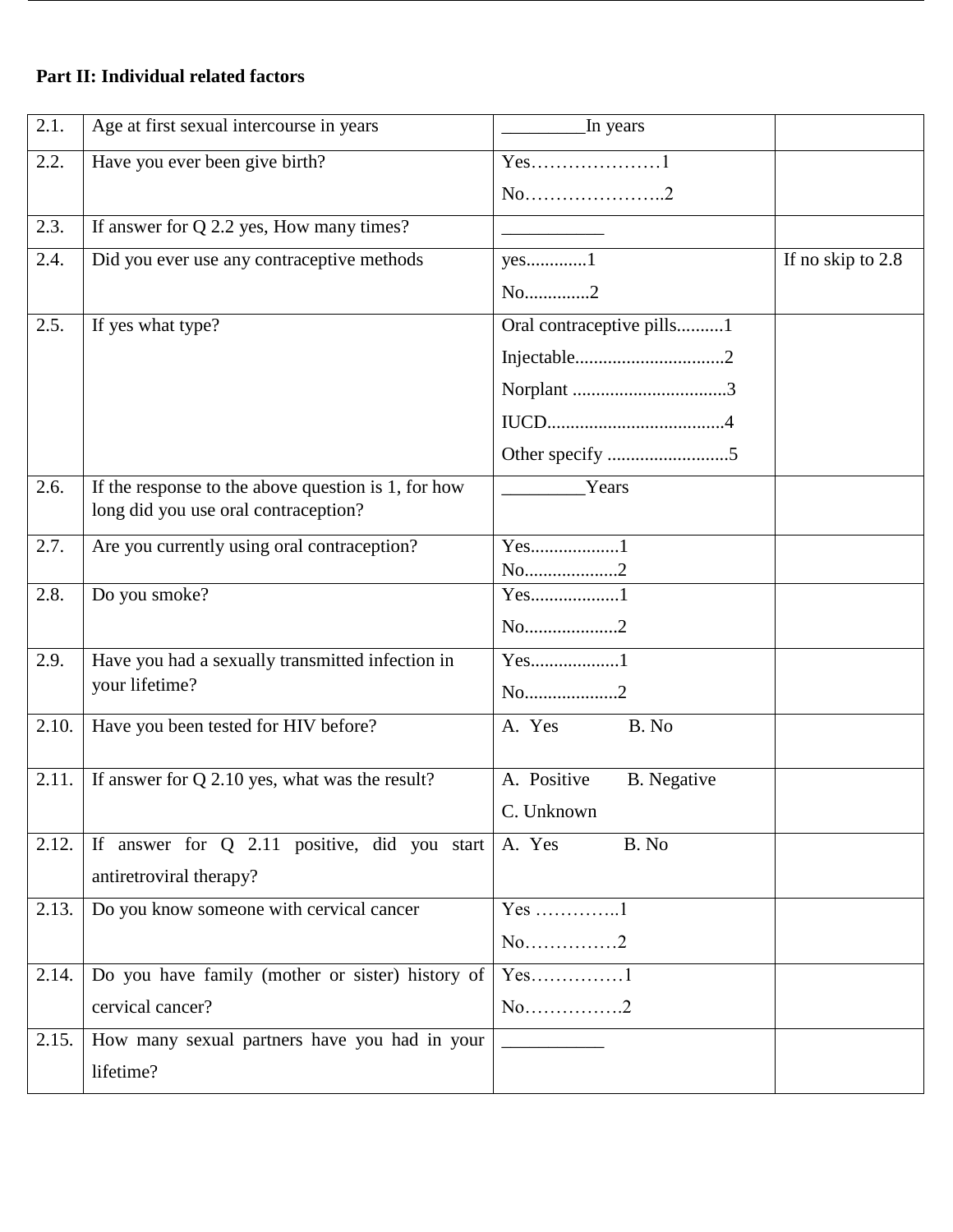**Part II: Individual related factors**

| | | | |
|---|---|---|---|
| 2.1. | Age at first sexual intercourse in years | _________In years | |
| 2.2. | Have you ever been give birth? | Yes…………………1<br>No…………………..2 | |
| 2.3. | If answer for Q 2.2 yes, How many times? | ___________ | |
| 2.4. | Did you ever use any contraceptive methods | yes.............1<br>No..............2 | If no skip to 2.8 |
| 2.5. | If yes what type? | Oral contraceptive pills..........1<br>Injectable................................2<br>Norplant .................................3<br>IUCD......................................4<br>Other specify ..........................5 | |
| 2.6. | If the response to the above question is 1, for how long did you use oral contraception? | _________Years | |
| 2.7. | Are you currently using oral contraception? | Yes...................1<br>No....................2 | |
| 2.8. | Do you smoke? | Yes...................1<br>No....................2 | |
| 2.9. | Have you had a sexually transmitted infection in your lifetime? | Yes...................1<br>No....................2 | |
| 2.10. | Have you been tested for HIV before? | A. Yes B. No | |
| 2.11. | If answer for Q 2.10 yes, what was the result? | A. Positive B. Negative<br>C. Unknown | |
| 2.12. | If answer for Q 2.11 positive, did you start antiretroviral therapy? | A. Yes B. No | |
| 2.13. | Do you know someone with cervical cancer | Yes …………..1<br>No……………2 | |
| 2.14. | Do you have family (mother or sister) history of cervical cancer? | Yes……………1<br>No…………….2 | |
| 2.15. | How many sexual partners have you had in your lifetime? | ___________ | |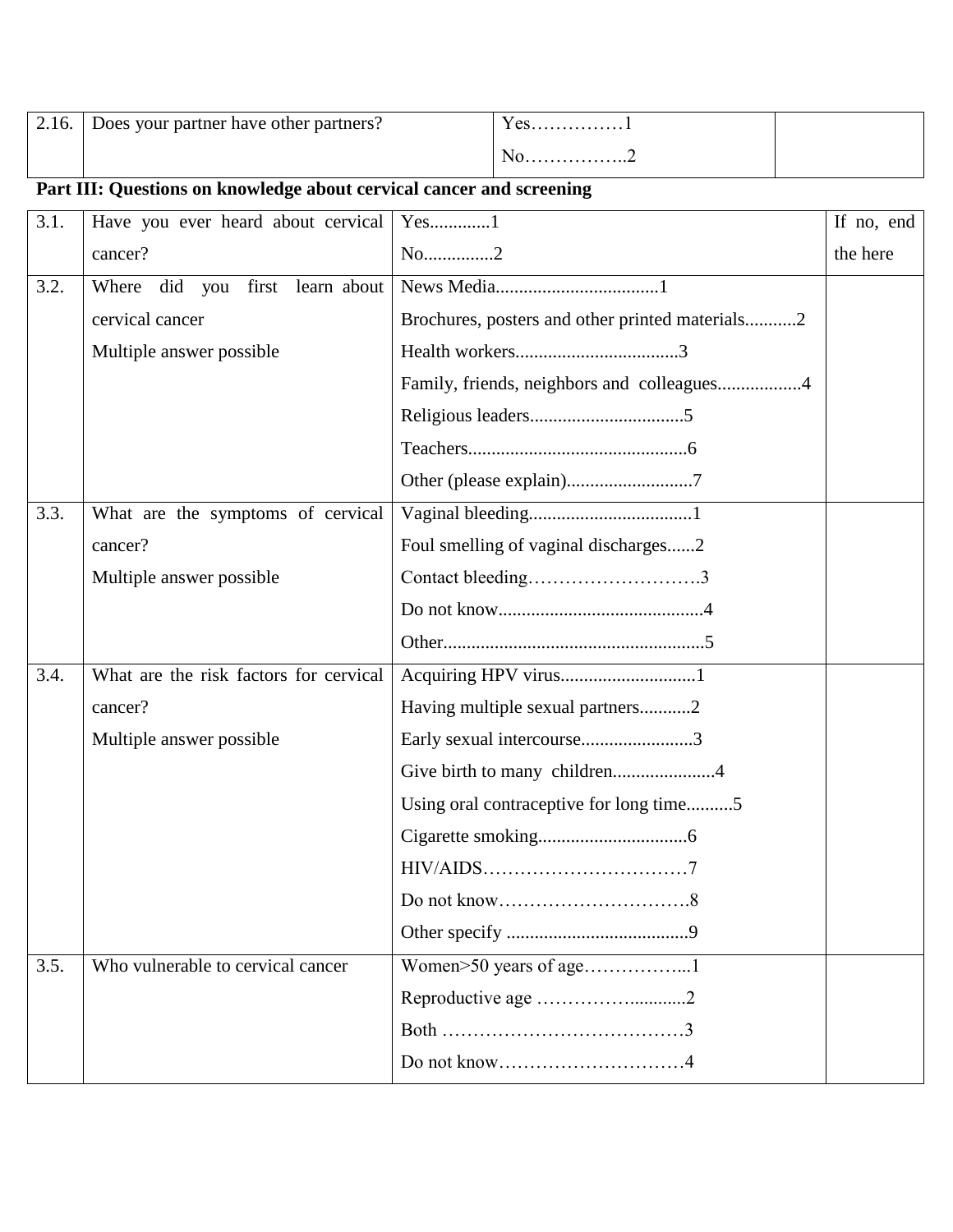| 2.16. | Does your partner have other partners? | Yes……………1<br>No……………..2 | |
|---|---|---|---|

**Part III: Questions on knowledge about cervical cancer and screening**

| 3.1. | Have you ever heard about cervical cancer? | Yes............1<br>No..............2 | If no, end the here |
|---|---|---|---|
| 3.2. | Where did you first learn about cervical cancer<br>Multiple answer possible | News Media...................................1<br>Brochures, posters and other printed materials...........2<br>Health workers...................................3<br>Family, friends, neighbors and colleagues..................4<br>Religious leaders.................................5<br>Teachers...............................................6<br>Other (please explain)...........................7 | |
| 3.3. | What are the symptoms of cervical cancer?<br>Multiple answer possible | Vaginal bleeding...................................1<br>Foul smelling of vaginal discharges......2<br>Contact bleeding……………………….3<br>Do not know............................................4<br>Other........................................................5 | |
| 3.4. | What are the risk factors for cervical cancer?<br>Multiple answer possible | Acquiring HPV virus.............................1<br>Having multiple sexual partners...........2<br>Early sexual intercourse........................3<br>Give birth to many children......................4<br>Using oral contraceptive for long time..........5<br>Cigarette smoking................................6<br>HIV/AIDS……………………………7<br>Do not know………………………….8<br>Other specify .......................................9 | |
| 3.5. | Who vulnerable to cervical cancer | Women>50 years of age……………...1<br>Reproductive age …………….............2<br>Both …………………………………3<br>Do not know…………………………4 | |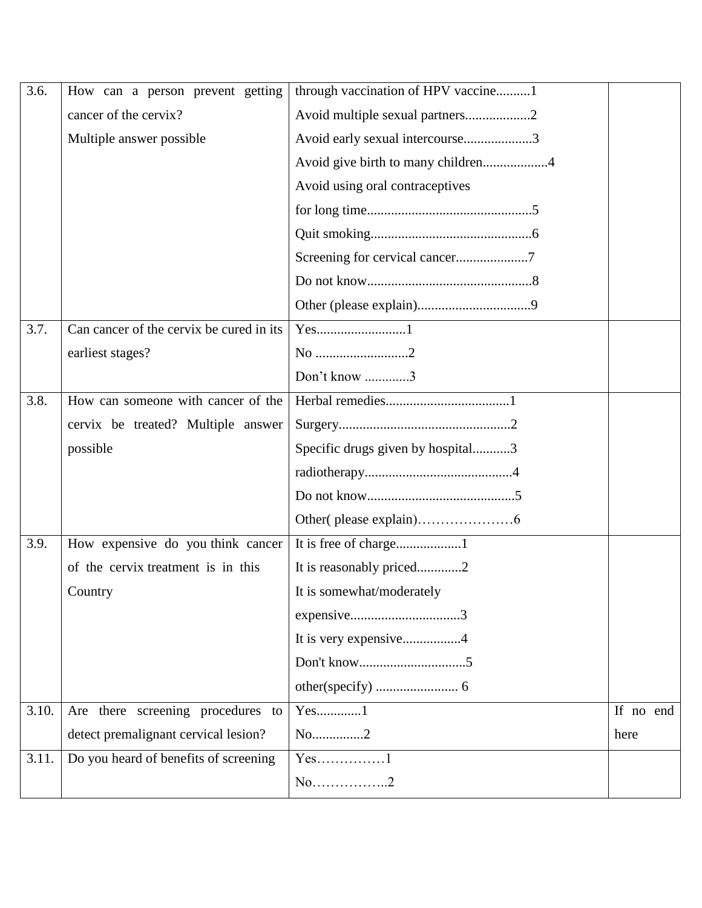| | | | |
|---|---|---|---|
| 3.6. | How can a person prevent getting cancer of the cervix?<br>Multiple answer possible | through vaccination of HPV vaccine..........1<br>Avoid multiple sexual partners...................2<br>Avoid early sexual intercourse....................3<br>Avoid give birth to many children...................4<br>Avoid using oral contraceptives for long time................................................5<br>Quit smoking...............................................6<br>Screening for cervical cancer.....................7<br>Do not know................................................8<br>Other (please explain).................................9 | |
| 3.7. | Can cancer of the cervix be cured in its earliest stages? | Yes..........................1<br>No ...........................2<br>Don't know .............3 | |
| 3.8. | How can someone with cancer of the cervix be treated? Multiple answer possible | Herbal remedies....................................1<br>Surgery..................................................2<br>Specific drugs given by hospital...........3<br>radiotherapy...........................................4<br>Do not know...........................................5<br>Other( please explain)…………………6 | |
| 3.9. | How expensive do you think cancer of the cervix treatment is in this Country | It is free of charge...................1<br>It is reasonably priced.............2<br>It is somewhat/moderately expensive................................3<br>It is very expensive.................4<br>Don't know...............................5<br>other(specify) ........................ 6 | |
| 3.10. | Are there screening procedures to detect premalignant cervical lesion? | Yes.............1<br>No...............2 | If no end here |
| 3.11. | Do you heard of benefits of screening | Yes……………1<br>No……………..2 | |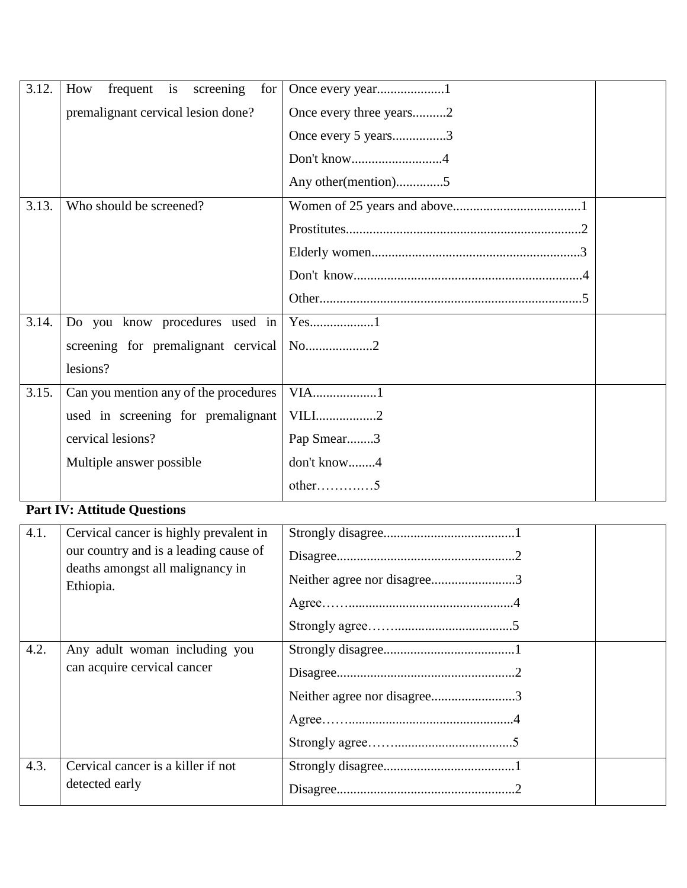| 3.12. | How frequent is screening for premalignant cervical lesion done? | Once every year....................1<br>Once every three years..........2<br>Once every 5 years................3<br>Don't know...........................4<br>Any other(mention).............5 | |
|---|---|---|---|
| 3.13. | Who should be screened? | Women of 25 years and above......................................1<br>Prostitutes......................................................................2<br>Elderly women.............................................................3<br>Don't know....................................................................4<br>Other..............................................................................5 | |
| 3.14. | Do you know procedures used in screening for premalignant cervical lesions? | Yes...................1<br>No....................2 | |
| 3.15. | Can you mention any of the procedures used in screening for premalignant cervical lesions?<br>Multiple answer possible | VIA...................1<br>VILI..................2<br>Pap Smear........3<br>don't know........4<br>other…………5 | |

**Part IV: Attitude Questions**

| 4.1. | Cervical cancer is highly prevalent in our country and is a leading cause of deaths amongst all malignancy in Ethiopia. | Strongly disagree.......................................1<br>Disagree.....................................................2<br>Neither agree nor disagree.........................3<br>Agree……................................................4<br>Strongly agree……...................................5 | |
|---|---|---|---|
| 4.2. | Any adult woman including you can acquire cervical cancer | Strongly disagree.......................................1<br>Disagree.....................................................2<br>Neither agree nor disagree.........................3<br>Agree……................................................4<br>Strongly agree……...................................5 | |
| 4.3. | Cervical cancer is a killer if not detected early | Strongly disagree.......................................1<br>Disagree.....................................................2 | |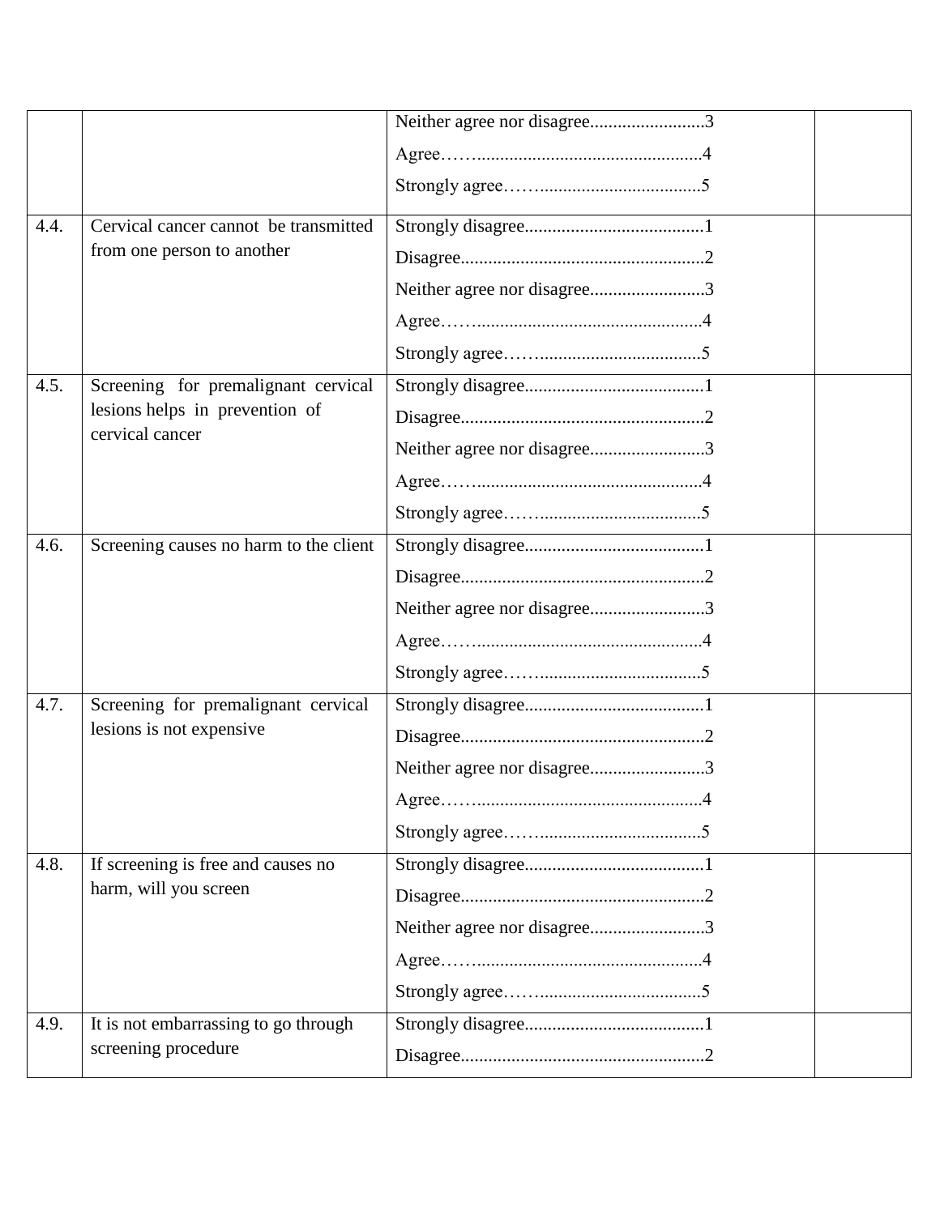| | | | |
|---|---|---|---|
| | | Neither agree nor disagree.........................3<br>Agree……..................................................4<br>Strongly agree……....................................5 | |
| 4.4. | Cervical cancer cannot be transmitted from one person to another | Strongly disagree.......................................1<br>Disagree.....................................................2<br>Neither agree nor disagree.........................3<br>Agree……..................................................4<br>Strongly agree……....................................5 | |
| 4.5. | Screening for premalignant cervical lesions helps in prevention of cervical cancer | Strongly disagree.......................................1<br>Disagree.....................................................2<br>Neither agree nor disagree.........................3<br>Agree……..................................................4<br>Strongly agree……....................................5 | |
| 4.6. | Screening causes no harm to the client | Strongly disagree.......................................1<br>Disagree.....................................................2<br>Neither agree nor disagree.........................3<br>Agree……..................................................4<br>Strongly agree……....................................5 | |
| 4.7. | Screening for premalignant cervical lesions is not expensive | Strongly disagree.......................................1<br>Disagree.....................................................2<br>Neither agree nor disagree.........................3<br>Agree……..................................................4<br>Strongly agree……....................................5 | |
| 4.8. | If screening is free and causes no harm, will you screen | Strongly disagree.......................................1<br>Disagree.....................................................2<br>Neither agree nor disagree.........................3<br>Agree……..................................................4<br>Strongly agree……....................................5 | |
| 4.9. | It is not embarrassing to go through screening procedure | Strongly disagree.......................................1<br>Disagree.....................................................2 | |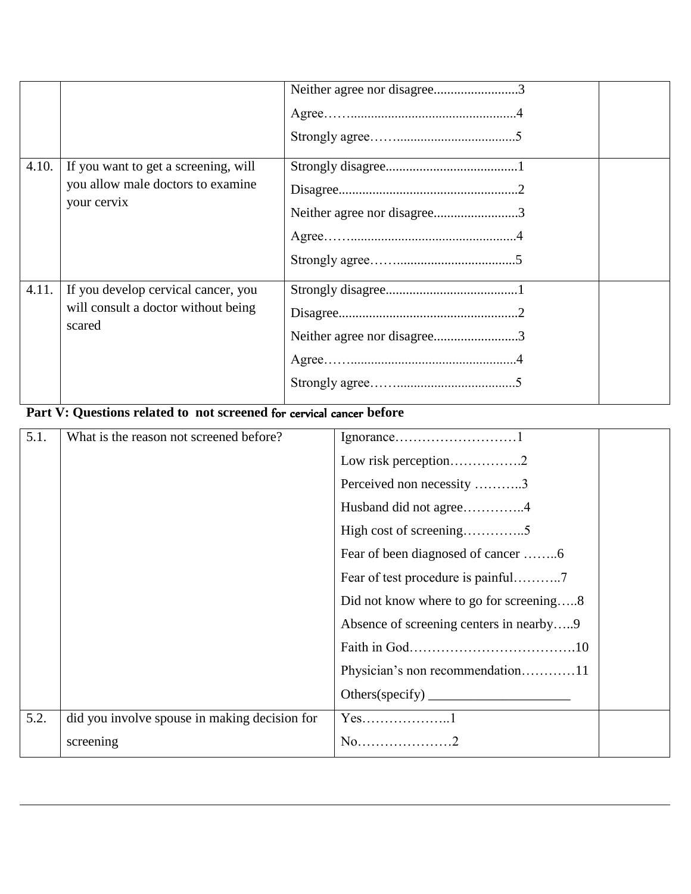| | | | |
|---|---|---|---|
| | | Neither agree nor disagree.........................3<br>Agree……..................................................4<br>Strongly agree……...................................5 | |
| 4.10. | If you want to get a screening, will you allow male doctors to examine your cervix | Strongly disagree.......................................1<br>Disagree.....................................................2<br>Neither agree nor disagree.........................3<br>Agree……..................................................4<br>Strongly agree……...................................5 | |
| 4.11. | If you develop cervical cancer, you will consult a doctor without being scared | Strongly disagree.......................................1<br>Disagree.....................................................2<br>Neither agree nor disagree.........................3<br>Agree……..................................................4<br>Strongly agree……...................................5 | |

**Part V: Questions related to not screened for cervical cancer before**

| | | | |
|---|---|---|---|
| 5.1. | What is the reason not screened before? | Ignorance………………………1<br>Low risk perception…………….2<br>Perceived non necessity ………..3<br>Husband did not agree…………..4<br>High cost of screening…………..5<br>Fear of been diagnosed of cancer ……..6<br>Fear of test procedure is painful………..7<br>Did not know where to go for screening…..8<br>Absence of screening centers in nearby…..9<br>Faith in God……………………………….10<br>Physician's non recommendation…………11<br>Others(specify) ____________________ | |
| 5.2. | did you involve spouse in making decision for screening | Yes………………..1<br>No…………………2 | |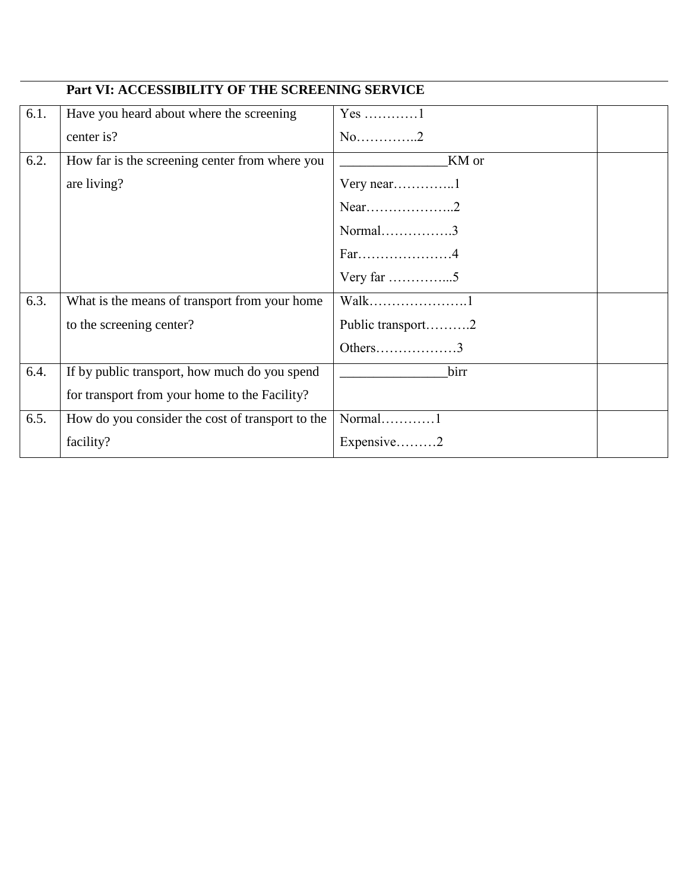**Part VI: ACCESSIBILITY OF THE SCREENING SERVICE**

| | | | |
|---|---|---|---|
| 6.1. | Have you heard about where the screening center is? | Yes …………1<br>No…………..2 | |
| 6.2. | How far is the screening center from where you are living? | _______________KM or<br>Very near…………..1<br>Near………………..2<br>Normal…………….3<br>Far…………………4<br>Very far …………...5 | |
| 6.3. | What is the means of transport from your home to the screening center? | Walk………………….1<br>Public transport……….2<br>Others………………3 | |
| 6.4. | If by public transport, how much do you spend for transport from your home to the Facility? | _______________birr | |
| 6.5. | How do you consider the cost of transport to the facility? | Normal…………1<br>Expensive………2 | |